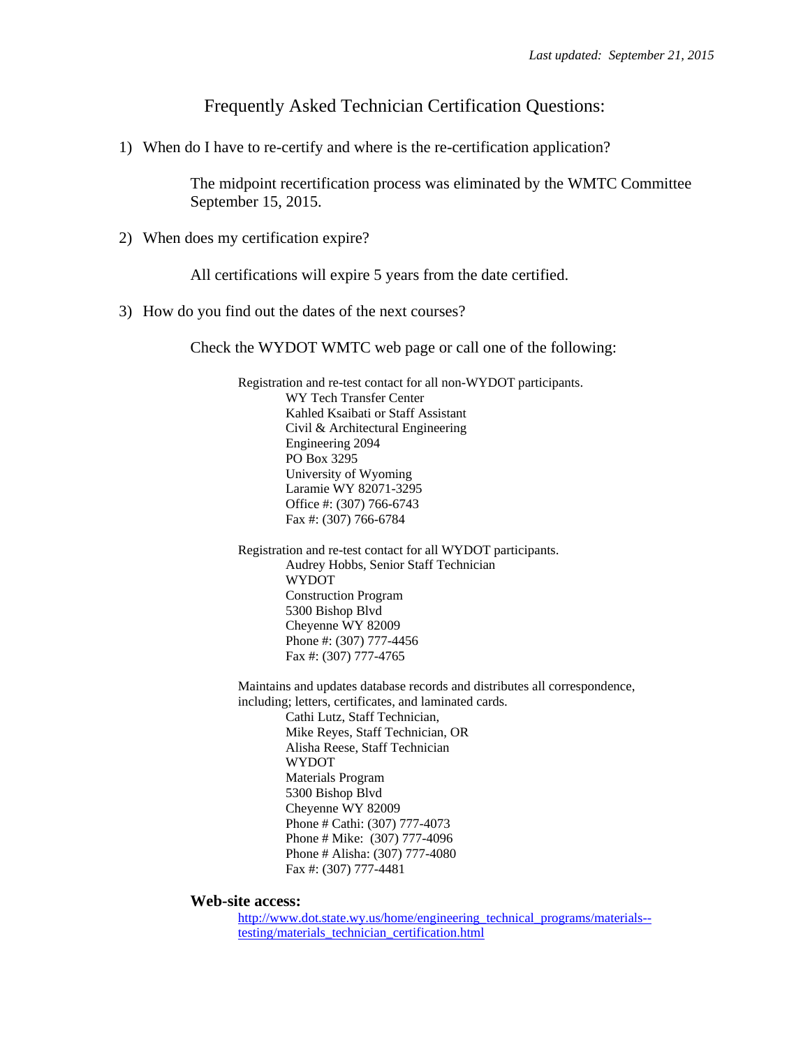*Last updated: September 21, 2015*

# Frequently Asked Technician Certification Questions:

1) When do I have to re-certify and where is the re-certification application?

   The midpoint recertification process was eliminated by the WMTC Committee September 15, 2015.

2) When does my certification expire?

   All certifications will expire 5 years from the date certified.

3) How do you find out the dates of the next courses?

   Check the WYDOT WMTC web page or call one of the following:

   Registration and re-test contact for all non-WYDOT participants.
   WY Tech Transfer Center
   Kahled Ksaibati or Staff Assistant
   Civil & Architectural Engineering
   Engineering 2094
   PO Box 3295
   University of Wyoming
   Laramie WY 82071-3295
   Office #: (307) 766-6743
   Fax #: (307) 766-6784

   Registration and re-test contact for all WYDOT participants.
   Audrey Hobbs, Senior Staff Technician
   WYDOT
   Construction Program
   5300 Bishop Blvd
   Cheyenne WY 82009
   Phone #: (307) 777-4456
   Fax #: (307) 777-4765

   Maintains and updates database records and distributes all correspondence, including; letters, certificates, and laminated cards.
   Cathi Lutz, Staff Technician,
   Mike Reyes, Staff Technician, OR
   Alisha Reese, Staff Technician
   WYDOT
   Materials Program
   5300 Bishop Blvd
   Cheyenne WY 82009
   Phone # Cathi: (307) 777-4073
   Phone # Mike: (307) 777-4096
   Phone # Alisha: (307) 777-4080
   Fax #: (307) 777-4481

**Web-site access:**

http://www.dot.state.wy.us/home/engineering_technical_programs/materials--testing/materials_technician_certification.html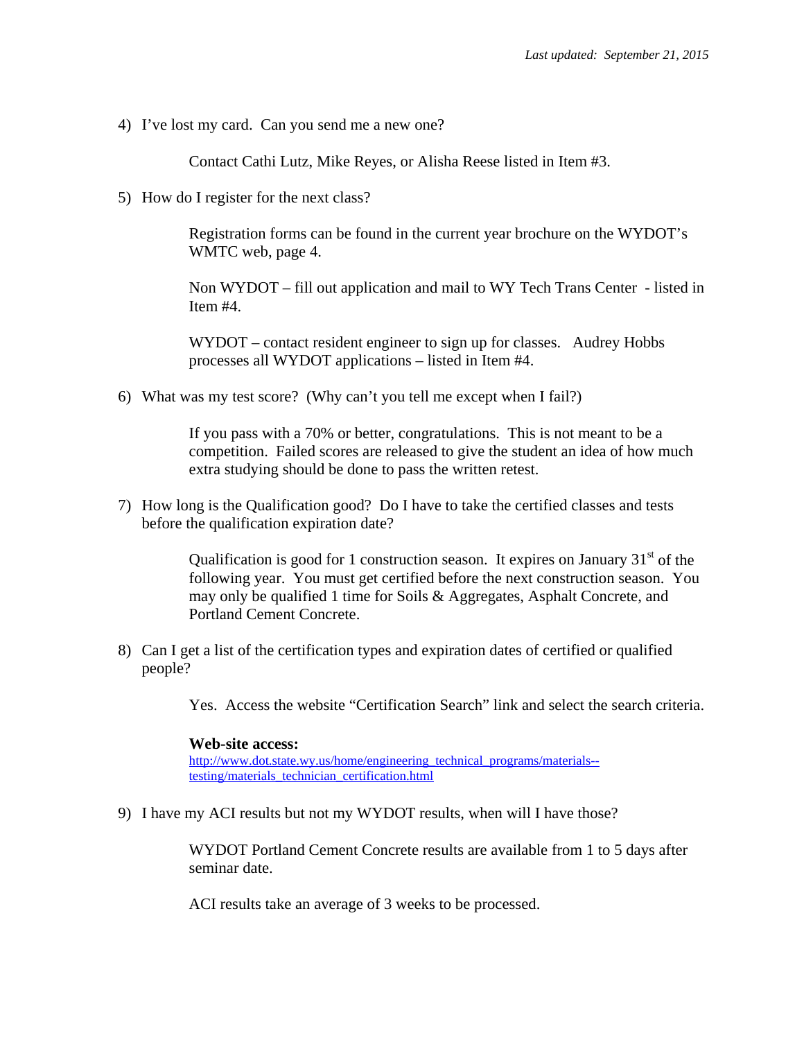*Last updated: September 21, 2015*

4) I've lost my card. Can you send me a new one?

   Contact Cathi Lutz, Mike Reyes, or Alisha Reese listed in Item #3.

5) How do I register for the next class?

   Registration forms can be found in the current year brochure on the WYDOT's WMTC web, page 4.

   Non WYDOT – fill out application and mail to WY Tech Trans Center - listed in Item #4.

   WYDOT – contact resident engineer to sign up for classes. Audrey Hobbs processes all WYDOT applications – listed in Item #4.

6) What was my test score? (Why can't you tell me except when I fail?)

   If you pass with a 70% or better, congratulations. This is not meant to be a competition. Failed scores are released to give the student an idea of how much extra studying should be done to pass the written retest.

7) How long is the Qualification good? Do I have to take the certified classes and tests before the qualification expiration date?

   Qualification is good for 1 construction season. It expires on January 31st of the following year. You must get certified before the next construction season. You may only be qualified 1 time for Soils & Aggregates, Asphalt Concrete, and Portland Cement Concrete.

8) Can I get a list of the certification types and expiration dates of certified or qualified people?

   Yes. Access the website "Certification Search" link and select the search criteria.

   **Web-site access:**
   http://www.dot.state.wy.us/home/engineering_technical_programs/materials--testing/materials_technician_certification.html

9) I have my ACI results but not my WYDOT results, when will I have those?

   WYDOT Portland Cement Concrete results are available from 1 to 5 days after seminar date.

   ACI results take an average of 3 weeks to be processed.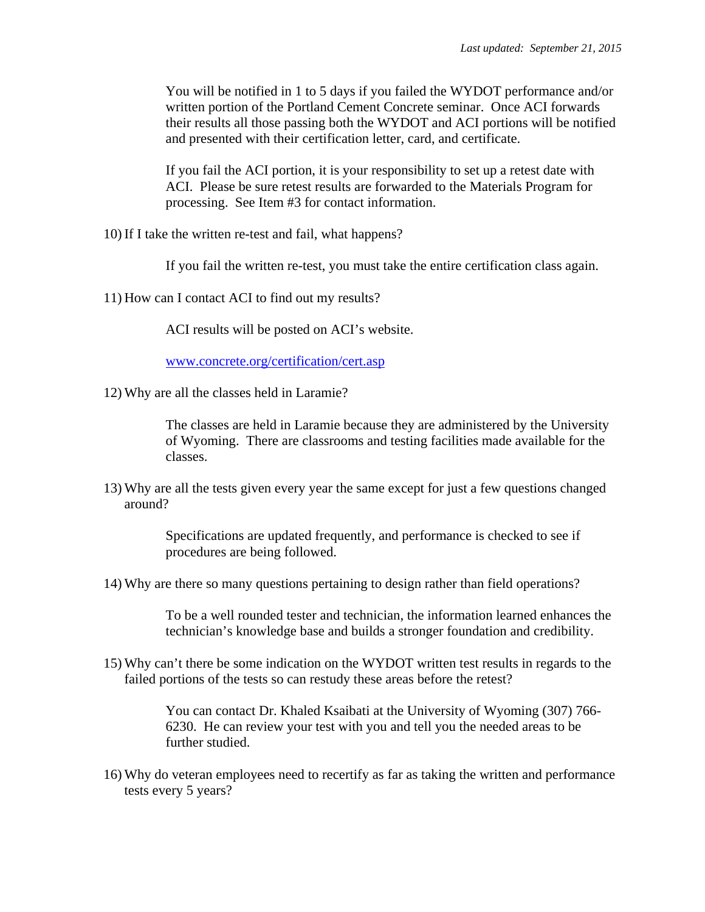You will be notified in 1 to 5 days if you failed the WYDOT performance and/or written portion of the Portland Cement Concrete seminar. Once ACI forwards their results all those passing both the WYDOT and ACI portions will be notified and presented with their certification letter, card, and certificate.

If you fail the ACI portion, it is your responsibility to set up a retest date with ACI. Please be sure retest results are forwarded to the Materials Program for processing. See Item #3 for contact information.

10) If I take the written re-test and fail, what happens?

    If you fail the written re-test, you must take the entire certification class again.

11) How can I contact ACI to find out my results?

    ACI results will be posted on ACI's website.

    [www.concrete.org/certification/cert.asp](http://www.concrete.org/certification/cert.asp)

12) Why are all the classes held in Laramie?

    The classes are held in Laramie because they are administered by the University of Wyoming. There are classrooms and testing facilities made available for the classes.

13) Why are all the tests given every year the same except for just a few questions changed around?

    Specifications are updated frequently, and performance is checked to see if procedures are being followed.

14) Why are there so many questions pertaining to design rather than field operations?

    To be a well rounded tester and technician, the information learned enhances the technician's knowledge base and builds a stronger foundation and credibility.

15) Why can't there be some indication on the WYDOT written test results in regards to the failed portions of the tests so can restudy these areas before the retest?

    You can contact Dr. Khaled Ksaibati at the University of Wyoming (307) 766-6230. He can review your test with you and tell you the needed areas to be further studied.

16) Why do veteran employees need to recertify as far as taking the written and performance tests every 5 years?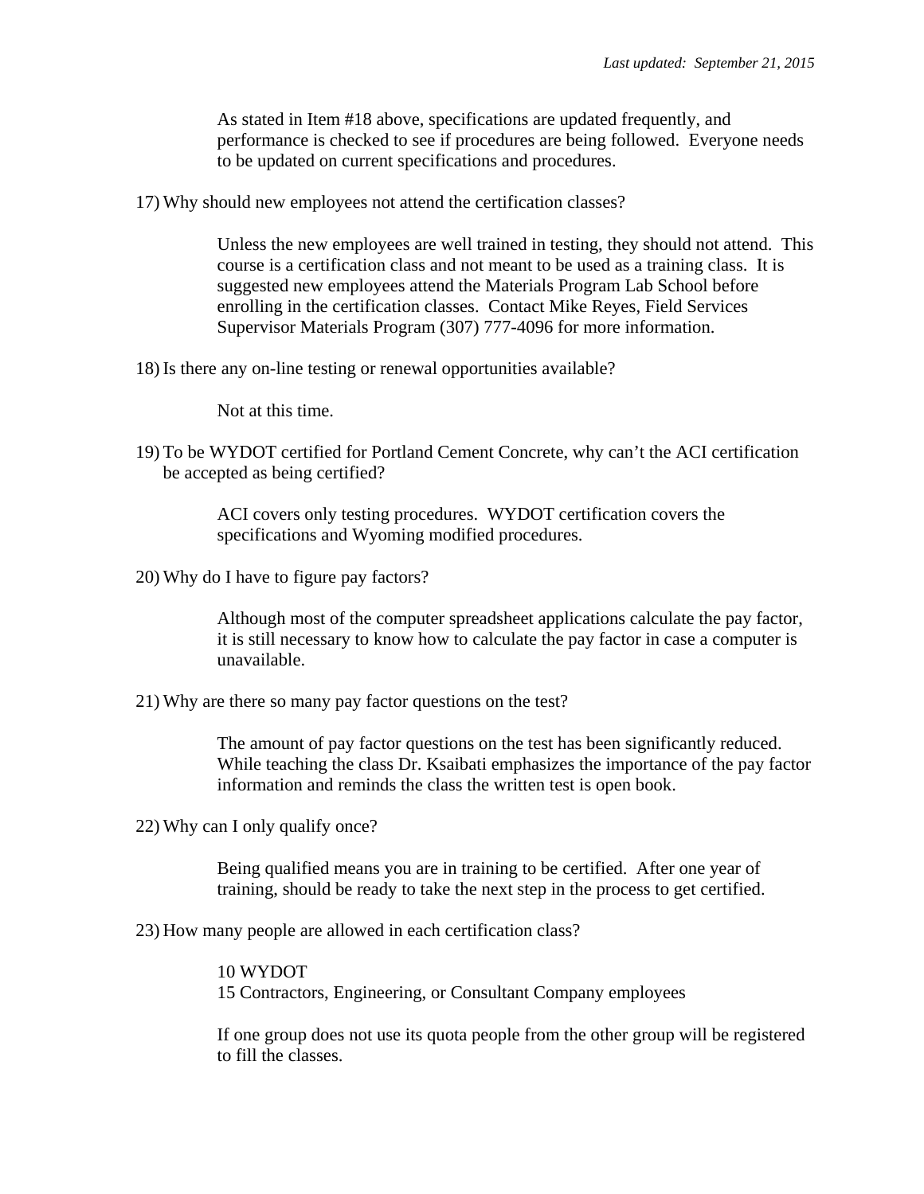As stated in Item #18 above, specifications are updated frequently, and performance is checked to see if procedures are being followed. Everyone needs to be updated on current specifications and procedures.

17) Why should new employees not attend the certification classes?

> Unless the new employees are well trained in testing, they should not attend. This course is a certification class and not meant to be used as a training class. It is suggested new employees attend the Materials Program Lab School before enrolling in the certification classes. Contact Mike Reyes, Field Services Supervisor Materials Program (307) 777-4096 for more information.

18) Is there any on-line testing or renewal opportunities available?

> Not at this time.

19) To be WYDOT certified for Portland Cement Concrete, why can't the ACI certification be accepted as being certified?

> ACI covers only testing procedures. WYDOT certification covers the specifications and Wyoming modified procedures.

20) Why do I have to figure pay factors?

> Although most of the computer spreadsheet applications calculate the pay factor, it is still necessary to know how to calculate the pay factor in case a computer is unavailable.

21) Why are there so many pay factor questions on the test?

> The amount of pay factor questions on the test has been significantly reduced. While teaching the class Dr. Ksaibati emphasizes the importance of the pay factor information and reminds the class the written test is open book.

22) Why can I only qualify once?

> Being qualified means you are in training to be certified. After one year of training, should be ready to take the next step in the process to get certified.

23) How many people are allowed in each certification class?

> 10 WYDOT
> 15 Contractors, Engineering, or Consultant Company employees
>
> If one group does not use its quota people from the other group will be registered to fill the classes.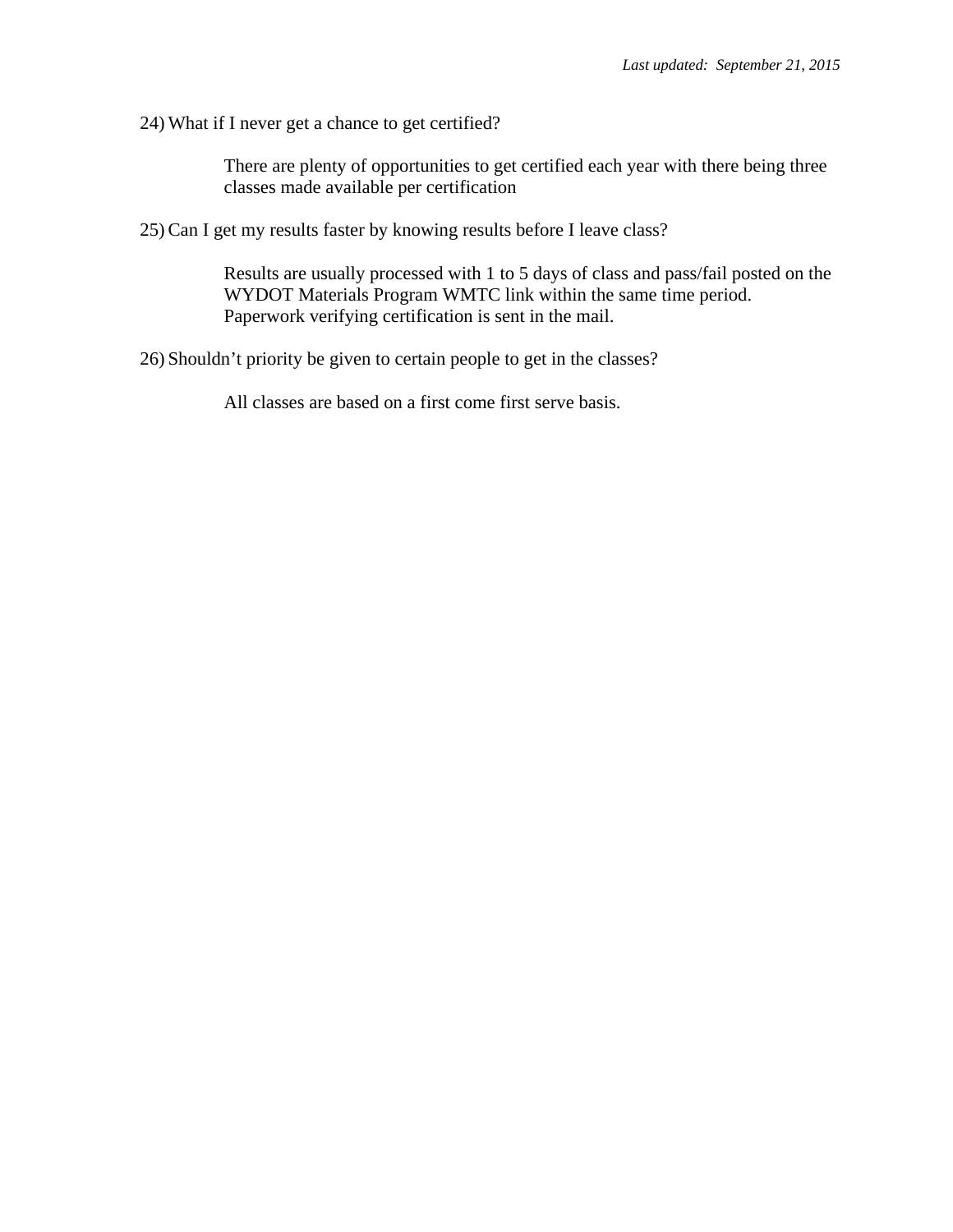24) What if I never get a chance to get certified?

  There are plenty of opportunities to get certified each year with there being three classes made available per certification

25) Can I get my results faster by knowing results before I leave class?

  Results are usually processed with 1 to 5 days of class and pass/fail posted on the WYDOT Materials Program WMTC link within the same time period. Paperwork verifying certification is sent in the mail.

26) Shouldn't priority be given to certain people to get in the classes?

  All classes are based on a first come first serve basis.